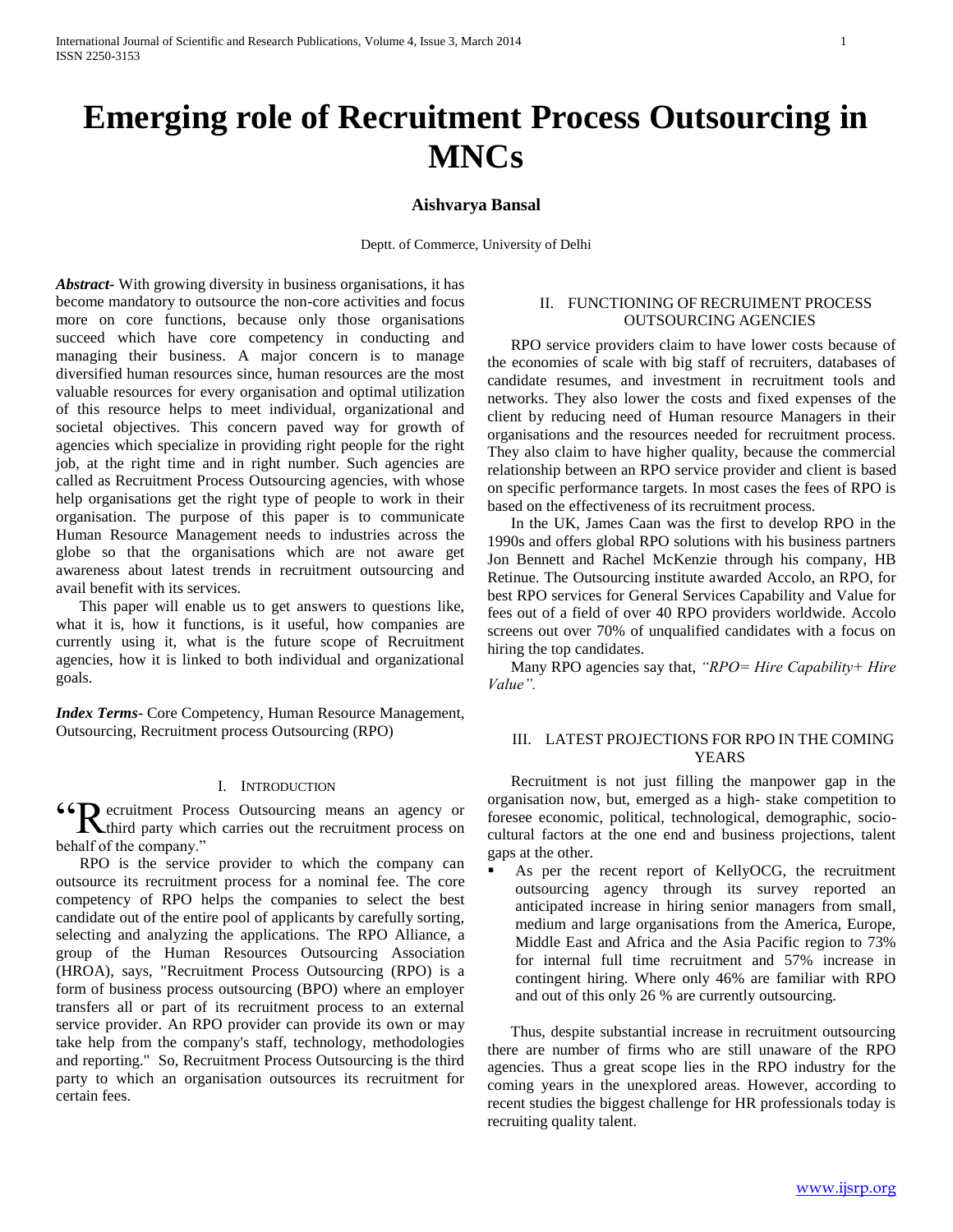# Emerging role of Recruitment Process Outsourcing in MNCs

**Aishvarya Bansal**

Deptt. of Commerce, University of Delhi

***Abstract***- With growing diversity in business organisations, it has become mandatory to outsource the non-core activities and focus more on core functions, because only those organisations succeed which have core competency in conducting and managing their business. A major concern is to manage diversified human resources since, human resources are the most valuable resources for every organisation and optimal utilization of this resource helps to meet individual, organizational and societal objectives. This concern paved way for growth of agencies which specialize in providing right people for the right job, at the right time and in right number. Such agencies are called as Recruitment Process Outsourcing agencies, with whose help organisations get the right type of people to work in their organisation. The purpose of this paper is to communicate Human Resource Management needs to industries across the globe so that the organisations which are not aware get awareness about latest trends in recruitment outsourcing and avail benefit with its services.

This paper will enable us to get answers to questions like, what it is, how it functions, is it useful, how companies are currently using it, what is the future scope of Recruitment agencies, how it is linked to both individual and organizational goals.

***Index Terms***- Core Competency, Human Resource Management, Outsourcing, Recruitment process Outsourcing (RPO)

## I. Introduction

"Recruitment Process Outsourcing means an agency or third party which carries out the recruitment process on behalf of the company."

RPO is the service provider to which the company can outsource its recruitment process for a nominal fee. The core competency of RPO helps the companies to select the best candidate out of the entire pool of applicants by carefully sorting, selecting and analyzing the applications. The RPO Alliance, a group of the Human Resources Outsourcing Association (HROA), says, "Recruitment Process Outsourcing (RPO) is a form of business process outsourcing (BPO) where an employer transfers all or part of its recruitment process to an external service provider. An RPO provider can provide its own or may take help from the company's staff, technology, methodologies and reporting." So, Recruitment Process Outsourcing is the third party to which an organisation outsources its recruitment for certain fees.

## II. Functioning of Recruiment Process Outsourcing Agencies

RPO service providers claim to have lower costs because of the economies of scale with big staff of recruiters, databases of candidate resumes, and investment in recruitment tools and networks. They also lower the costs and fixed expenses of the client by reducing need of Human resource Managers in their organisations and the resources needed for recruitment process. They also claim to have higher quality, because the commercial relationship between an RPO service provider and client is based on specific performance targets. In most cases the fees of RPO is based on the effectiveness of its recruitment process.

In the UK, James Caan was the first to develop RPO in the 1990s and offers global RPO solutions with his business partners Jon Bennett and Rachel McKenzie through his company, HB Retinue. The Outsourcing institute awarded Accolo, an RPO, for best RPO services for General Services Capability and Value for fees out of a field of over 40 RPO providers worldwide. Accolo screens out over 70% of unqualified candidates with a focus on hiring the top candidates.

Many RPO agencies say that, *"RPO= Hire Capability+ Hire Value".*

## III. Latest Projections for RPO in the Coming Years

Recruitment is not just filling the manpower gap in the organisation now, but, emerged as a high- stake competition to foresee economic, political, technological, demographic, socio-cultural factors at the one end and business projections, talent gaps at the other.

- As per the recent report of KellyOCG, the recruitment outsourcing agency through its survey reported an anticipated increase in hiring senior managers from small, medium and large organisations from the America, Europe, Middle East and Africa and the Asia Pacific region to 73% for internal full time recruitment and 57% increase in contingent hiring. Where only 46% are familiar with RPO and out of this only 26 % are currently outsourcing.

Thus, despite substantial increase in recruitment outsourcing there are number of firms who are still unaware of the RPO agencies. Thus a great scope lies in the RPO industry for the coming years in the unexplored areas. However, according to recent studies the biggest challenge for HR professionals today is recruiting quality talent.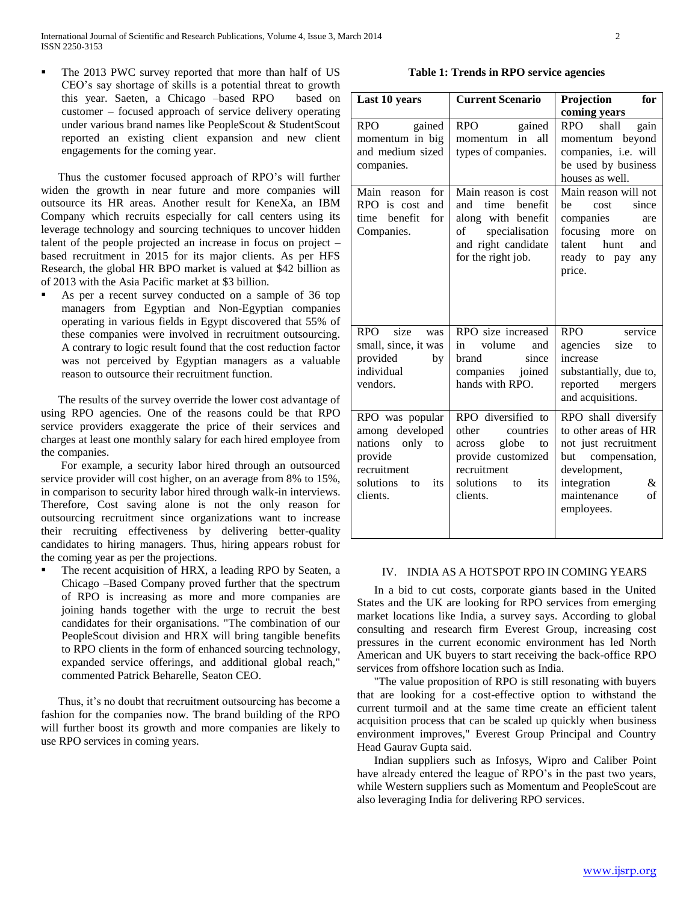- The 2013 PWC survey reported that more than half of US CEO's say shortage of skills is a potential threat to growth this year. Saeten, a Chicago –based RPO based on customer – focused approach of service delivery operating under various brand names like PeopleScout & StudentScout reported an existing client expansion and new client engagements for the coming year.

Thus the customer focused approach of RPO's will further widen the growth in near future and more companies will outsource its HR areas. Another result for KeneXa, an IBM Company which recruits especially for call centers using its leverage technology and sourcing techniques to uncover hidden talent of the people projected an increase in focus on project – based recruitment in 2015 for its major clients. As per HFS Research, the global HR BPO market is valued at $42 billion as of 2013 with the Asia Pacific market at $3 billion.

- As per a recent survey conducted on a sample of 36 top managers from Egyptian and Non-Egyptian companies operating in various fields in Egypt discovered that 55% of these companies were involved in recruitment outsourcing. A contrary to logic result found that the cost reduction factor was not perceived by Egyptian managers as a valuable reason to outsource their recruitment function.

The results of the survey override the lower cost advantage of using RPO agencies. One of the reasons could be that RPO service providers exaggerate the price of their services and charges at least one monthly salary for each hired employee from the companies.

For example, a security labor hired through an outsourced service provider will cost higher, on an average from 8% to 15%, in comparison to security labor hired through walk-in interviews. Therefore, Cost saving alone is not the only reason for outsourcing recruitment since organizations want to increase their recruiting effectiveness by delivering better-quality candidates to hiring managers. Thus, hiring appears robust for the coming year as per the projections.

- The recent acquisition of HRX, a leading RPO by Seaten, a Chicago –Based Company proved further that the spectrum of RPO is increasing as more and more companies are joining hands together with the urge to recruit the best candidates for their organisations. "The combination of our PeopleScout division and HRX will bring tangible benefits to RPO clients in the form of enhanced sourcing technology, expanded service offerings, and additional global reach," commented Patrick Beharelle, Seaton CEO.

Thus, it's no doubt that recruitment outsourcing has become a fashion for the companies now. The brand building of the RPO will further boost its growth and more companies are likely to use RPO services in coming years.

**Table 1: Trends in RPO service agencies**

| Last 10 years | Current Scenario | Projection for coming years |
|---|---|---|
| RPO gained momentum in big and medium sized companies. | RPO gained momentum in all types of companies. | RPO shall gain momentum beyond companies, i.e. will be used by business houses as well. |
| Main reason for RPO is cost and time benefit for Companies. | Main reason is cost and time benefit along with benefit of specialisation and right candidate for the right job. | Main reason will not be cost since companies are focusing more on talent hunt and ready to pay any price. |
| RPO size was small, since, it was provided by individual vendors. | RPO size increased in volume and brand since companies joined hands with RPO. | RPO service agencies size to increase substantially, due to, reported mergers and acquisitions. |
| RPO was popular among developed nations only to provide recruitment solutions to its clients. | RPO diversified to other countries across globe to provide customized recruitment solutions to its clients. | RPO shall diversify to other areas of HR not just recruitment but compensation, development, integration & maintenance of employees. |

## IV. INDIA AS A HOTSPOT RPO IN COMING YEARS

In a bid to cut costs, corporate giants based in the United States and the UK are looking for RPO services from emerging market locations like India, a survey says. According to global consulting and research firm Everest Group, increasing cost pressures in the current economic environment has led North American and UK buyers to start receiving the back-office RPO services from offshore location such as India.

"The value proposition of RPO is still resonating with buyers that are looking for a cost-effective option to withstand the current turmoil and at the same time create an efficient talent acquisition process that can be scaled up quickly when business environment improves," Everest Group Principal and Country Head Gaurav Gupta said.

Indian suppliers such as Infosys, Wipro and Caliber Point have already entered the league of RPO's in the past two years, while Western suppliers such as Momentum and PeopleScout are also leveraging India for delivering RPO services.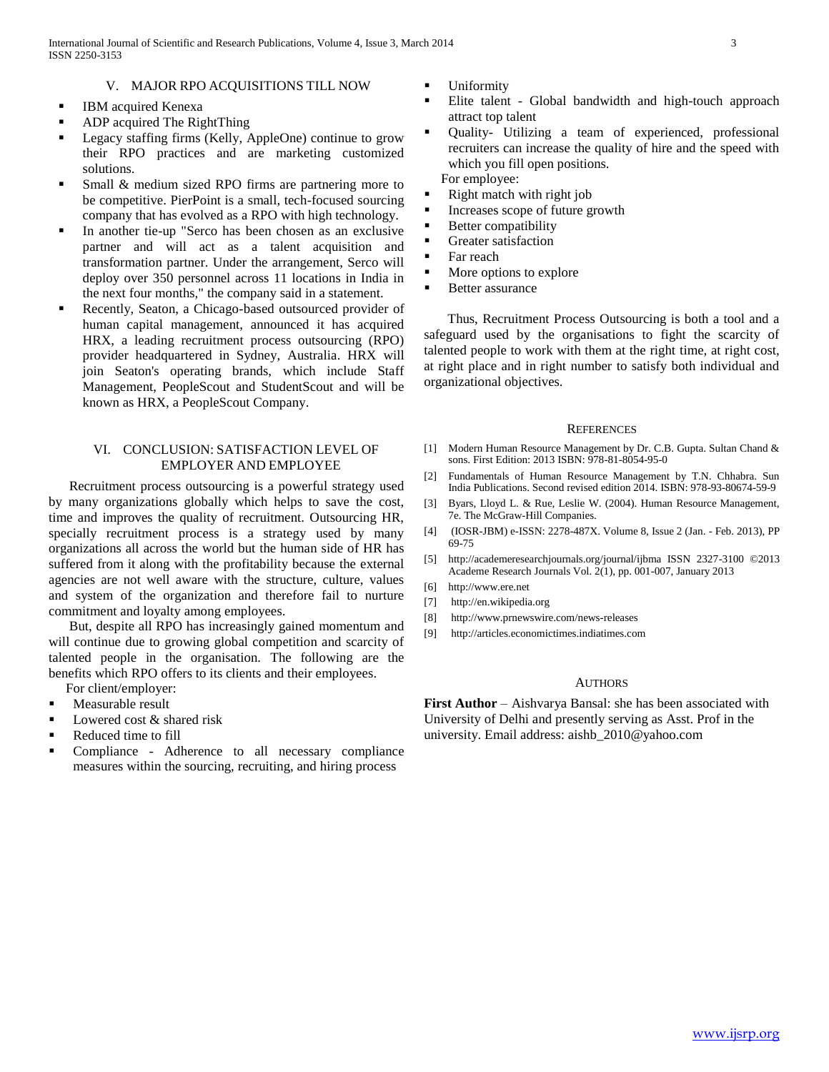## V. MAJOR RPO ACQUISITIONS TILL NOW

- IBM acquired Kenexa
- ADP acquired The RightThing
- Legacy staffing firms (Kelly, AppleOne) continue to grow their RPO practices and are marketing customized solutions.
- Small & medium sized RPO firms are partnering more to be competitive. PierPoint is a small, tech-focused sourcing company that has evolved as a RPO with high technology.
- In another tie-up "Serco has been chosen as an exclusive partner and will act as a talent acquisition and transformation partner. Under the arrangement, Serco will deploy over 350 personnel across 11 locations in India in the next four months," the company said in a statement.
- Recently, Seaton, a Chicago-based outsourced provider of human capital management, announced it has acquired HRX, a leading recruitment process outsourcing (RPO) provider headquartered in Sydney, Australia. HRX will join Seaton's operating brands, which include Staff Management, PeopleScout and StudentScout and will be known as HRX, a PeopleScout Company.

## VI. CONCLUSION: SATISFACTION LEVEL OF EMPLOYER AND EMPLOYEE

Recruitment process outsourcing is a powerful strategy used by many organizations globally which helps to save the cost, time and improves the quality of recruitment. Outsourcing HR, specially recruitment process is a strategy used by many organizations all across the world but the human side of HR has suffered from it along with the profitability because the external agencies are not well aware with the structure, culture, values and system of the organization and therefore fail to nurture commitment and loyalty among employees.

But, despite all RPO has increasingly gained momentum and will continue due to growing global competition and scarcity of talented people in the organisation. The following are the benefits which RPO offers to its clients and their employees.

For client/employer:

- Measurable result
- Lowered cost & shared risk
- Reduced time to fill
- Compliance - Adherence to all necessary compliance measures within the sourcing, recruiting, and hiring process
- Uniformity
- Elite talent - Global bandwidth and high-touch approach attract top talent
- Quality- Utilizing a team of experienced, professional recruiters can increase the quality of hire and the speed with which you fill open positions.

For employee:

- Right match with right job
- Increases scope of future growth
- Better compatibility
- Greater satisfaction
- Far reach
- More options to explore
- Better assurance

Thus, Recruitment Process Outsourcing is both a tool and a safeguard used by the organisations to fight the scarcity of talented people to work with them at the right time, at right cost, at right place and in right number to satisfy both individual and organizational objectives.

## REFERENCES

[1] Modern Human Resource Management by Dr. C.B. Gupta. Sultan Chand & sons. First Edition: 2013 ISBN: 978-81-8054-95-0

[2] Fundamentals of Human Resource Management by T.N. Chhabra. Sun India Publications. Second revised edition 2014. ISBN: 978-93-80674-59-9

[3] Byars, Lloyd L. & Rue, Leslie W. (2004). Human Resource Management, 7e. The McGraw-Hill Companies.

[4] (IOSR-JBM) e-ISSN: 2278-487X. Volume 8, Issue 2 (Jan. - Feb. 2013), PP 69-75

[5] http://academeresearchjournals.org/journal/ijbma ISSN 2327-3100 ©2013 Academe Research Journals Vol. 2(1), pp. 001-007, January 2013

[6] http://www.ere.net

[7] http://en.wikipedia.org

[8] http://www.prnewswire.com/news-releases

[9] http://articles.economictimes.indiatimes.com

## AUTHORS

**First Author** – Aishvarya Bansal: she has been associated with University of Delhi and presently serving as Asst. Prof in the university. Email address: aishb_2010@yahoo.com